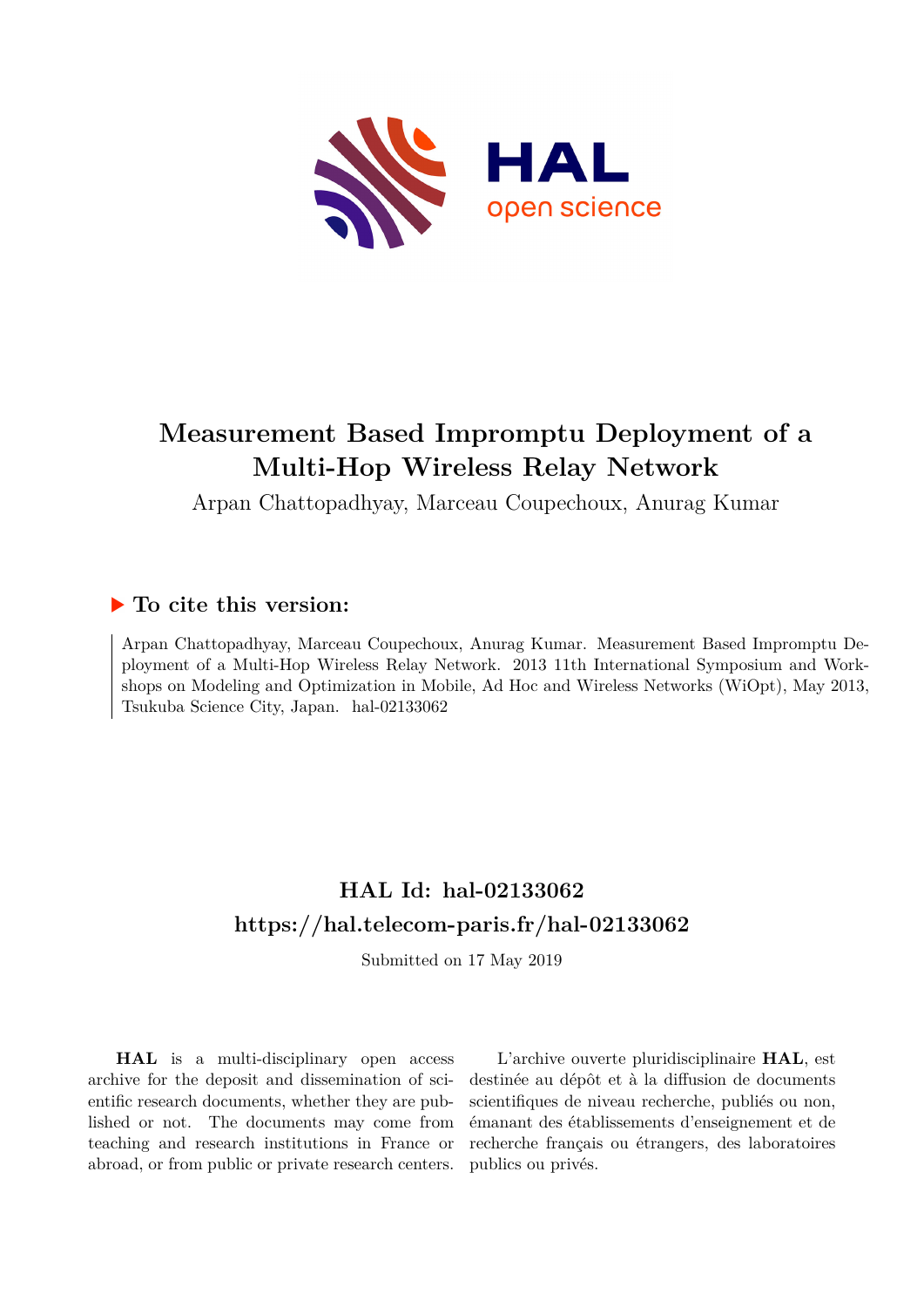# Measurement Based Impromptu Deployment of a Multi-Hop Wireless Relay Network

Arpan Chattopadhyay, Marceau Coupechoux, Anurag Kumar

## ▶ To cite this version:

Arpan Chattopadhyay, Marceau Coupechoux, Anurag Kumar. Measurement Based Impromptu Deployment of a Multi-Hop Wireless Relay Network. 2013 11th International Symposium and Workshops on Modeling and Optimization in Mobile, Ad Hoc and Wireless Networks (WiOpt), May 2013, Tsukuba Science City, Japan. hal-02133062

## HAL Id: hal-02133062
## https://hal.telecom-paris.fr/hal-02133062

Submitted on 17 May 2019

**HAL** is a multi-disciplinary open access archive for the deposit and dissemination of scientific research documents, whether they are published or not. The documents may come from teaching and research institutions in France or abroad, or from public or private research centers.

L'archive ouverte pluridisciplinaire **HAL**, est destinée au dépôt et à la diffusion de documents scientifiques de niveau recherche, publiés ou non, émanant des établissements d'enseignement et de recherche français ou étrangers, des laboratoires publics ou privés.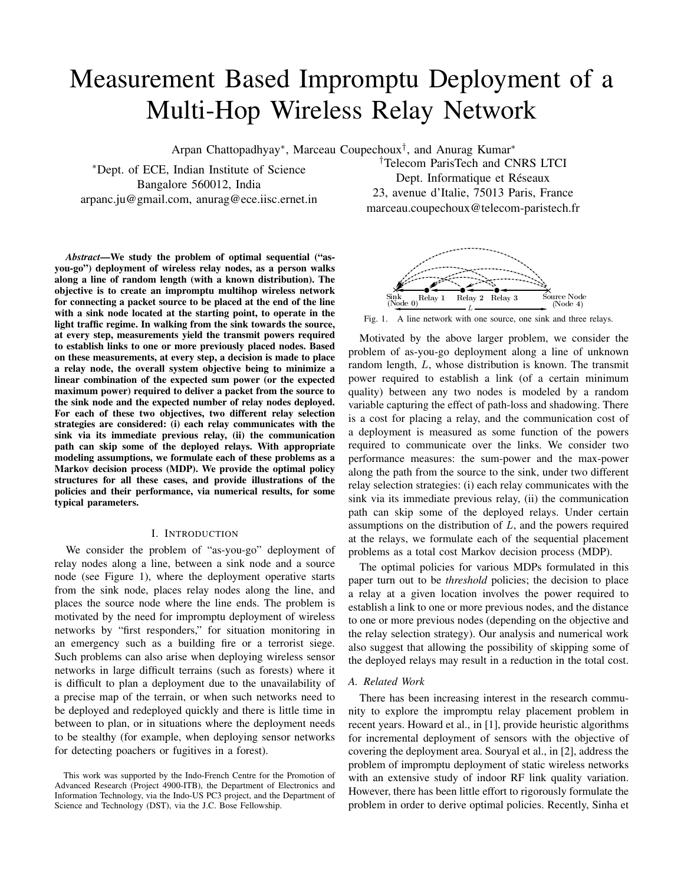# Measurement Based Impromptu Deployment of a Multi-Hop Wireless Relay Network

Arpan Chattopadhyay*, Marceau Coupechoux†, and Anurag Kumar*

*Dept. of ECE, Indian Institute of Science
Bangalore 560012, India
arpanc.ju@gmail.com, anurag@ece.iisc.ernet.in

†Telecom ParisTech and CNRS LTCI
Dept. Informatique et Réseaux
23, avenue d'Italie, 75013 Paris, France
marceau.coupechoux@telecom-paristech.fr

***Abstract*—We study the problem of optimal sequential ("as-you-go") deployment of wireless relay nodes, as a person walks along a line of random length (with a known distribution). The objective is to create an impromptu multihop wireless network for connecting a packet source to be placed at the end of the line with a sink node located at the starting point, to operate in the light traffic regime. In walking from the sink towards the source, at every step, measurements yield the transmit powers required to establish links to one or more previously placed nodes. Based on these measurements, at every step, a decision is made to place a relay node, the overall system objective being to minimize a linear combination of the expected sum power (or the expected maximum power) required to deliver a packet from the source to the sink node and the expected number of relay nodes deployed. For each of these two objectives, two different relay selection strategies are considered: (i) each relay communicates with the sink via its immediate previous relay, (ii) the communication path can skip some of the deployed relays. With appropriate modeling assumptions, we formulate each of these problems as a Markov decision process (MDP). We provide the optimal policy structures for all these cases, and provide illustrations of the policies and their performance, via numerical results, for some typical parameters.**

## I. Introduction

We consider the problem of "as-you-go" deployment of relay nodes along a line, between a sink node and a source node (see Figure 1), where the deployment operative starts from the sink node, places relay nodes along the line, and places the source node where the line ends. The problem is motivated by the need for impromptu deployment of wireless networks by "first responders," for situation monitoring in an emergency such as a building fire or a terrorist siege. Such problems can also arise when deploying wireless sensor networks in large difficult terrains (such as forests) where it is difficult to plan a deployment due to the unavailability of a precise map of the terrain, or when such networks need to be deployed and redeployed quickly and there is little time in between to plan, or in situations where the deployment needs to be stealthy (for example, when deploying sensor networks for detecting poachers or fugitives in a forest).

This work was supported by the Indo-French Centre for the Promotion of Advanced Research (Project 4900-ITB), the Department of Electronics and Information Technology, via the Indo-US PC3 project, and the Department of Science and Technology (DST), via the J.C. Bose Fellowship.

Fig. 1. A line network with one source, one sink and three relays.

Motivated by the above larger problem, we consider the problem of as-you-go deployment along a line of unknown random length, $L$, whose distribution is known. The transmit power required to establish a link (of a certain minimum quality) between any two nodes is modeled by a random variable capturing the effect of path-loss and shadowing. There is a cost for placing a relay, and the communication cost of a deployment is measured as some function of the powers required to communicate over the links. We consider two performance measures: the sum-power and the max-power along the path from the source to the sink, under two different relay selection strategies: (i) each relay communicates with the sink via its immediate previous relay, (ii) the communication path can skip some of the deployed relays. Under certain assumptions on the distribution of $L$, and the powers required at the relays, we formulate each of the sequential placement problems as a total cost Markov decision process (MDP).

The optimal policies for various MDPs formulated in this paper turn out to be *threshold* policies; the decision to place a relay at a given location involves the power required to establish a link to one or more previous nodes, and the distance to one or more previous nodes (depending on the objective and the relay selection strategy). Our analysis and numerical work also suggest that allowing the possibility of skipping some of the deployed relays may result in a reduction in the total cost.

### A. Related Work

There has been increasing interest in the research community to explore the impromptu relay placement problem in recent years. Howard et al., in [1], provide heuristic algorithms for incremental deployment of sensors with the objective of covering the deployment area. Souryal et al., in [2], address the problem of impromptu deployment of static wireless networks with an extensive study of indoor RF link quality variation. However, there has been little effort to rigorously formulate the problem in order to derive optimal policies. Recently, Sinha et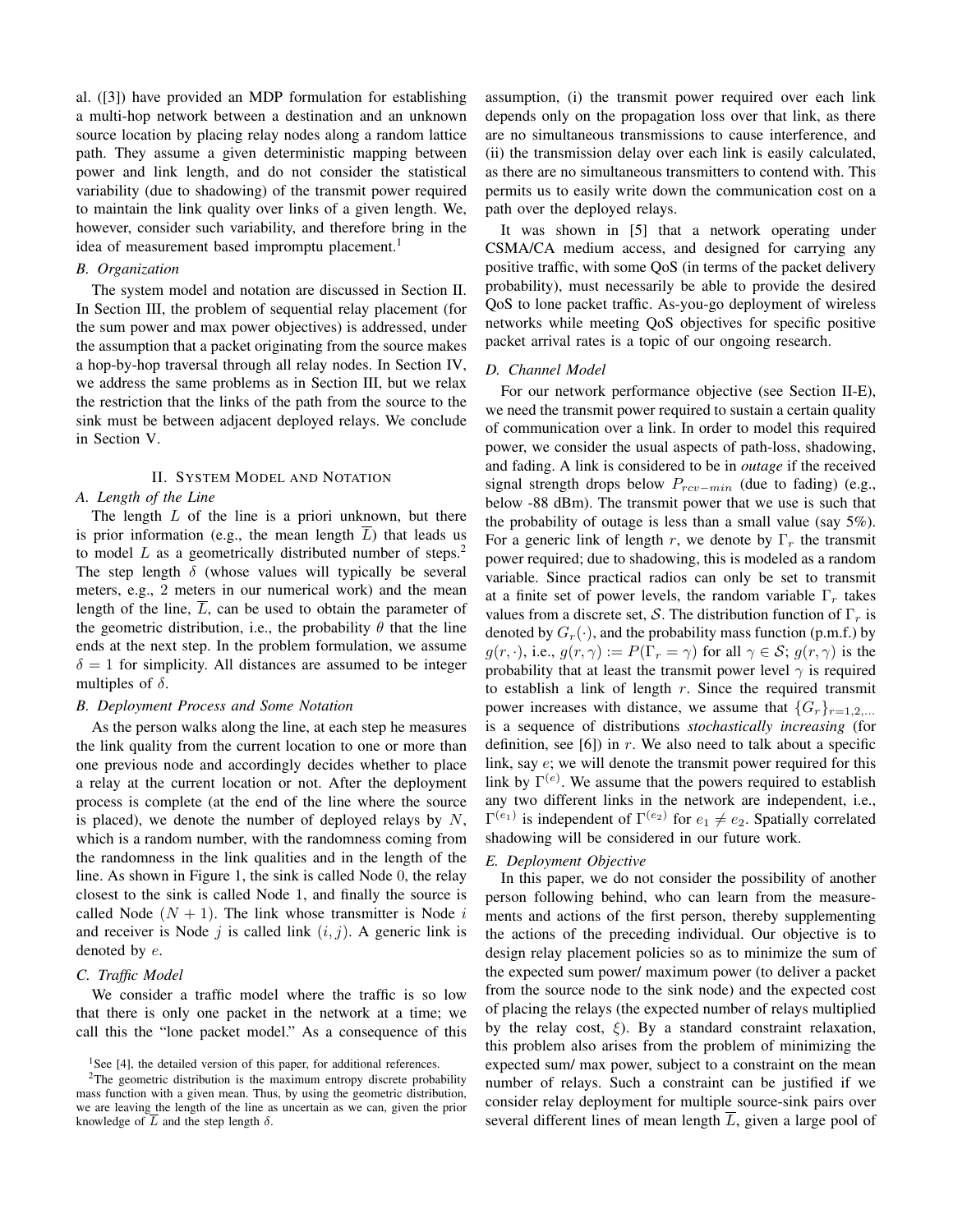al. ([3]) have provided an MDP formulation for establishing a multi-hop network between a destination and an unknown source location by placing relay nodes along a random lattice path. They assume a given deterministic mapping between power and link length, and do not consider the statistical variability (due to shadowing) of the transmit power required to maintain the link quality over links of a given length. We, however, consider such variability, and therefore bring in the idea of measurement based impromptu placement.[1]

### B. Organization

The system model and notation are discussed in Section II. In Section III, the problem of sequential relay placement (for the sum power and max power objectives) is addressed, under the assumption that a packet originating from the source makes a hop-by-hop traversal through all relay nodes. In Section IV, we address the same problems as in Section III, but we relax the restriction that the links of the path from the source to the sink must be between adjacent deployed relays. We conclude in Section V.

## II. System Model and Notation

### A. Length of the Line

The length $L$ of the line is a priori unknown, but there is prior information (e.g., the mean length $\overline{L}$) that leads us to model $L$ as a geometrically distributed number of steps.[2] The step length $\delta$ (whose values will typically be several meters, e.g., 2 meters in our numerical work) and the mean length of the line, $\overline{L}$, can be used to obtain the parameter of the geometric distribution, i.e., the probability $\theta$ that the line ends at the next step. In the problem formulation, we assume $\delta = 1$ for simplicity. All distances are assumed to be integer multiples of $\delta$.

### B. Deployment Process and Some Notation

As the person walks along the line, at each step he measures the link quality from the current location to one or more than one previous node and accordingly decides whether to place a relay at the current location or not. After the deployment process is complete (at the end of the line where the source is placed), we denote the number of deployed relays by $N$, which is a random number, with the randomness coming from the randomness in the link qualities and in the length of the line. As shown in Figure 1, the sink is called Node 0, the relay closest to the sink is called Node 1, and finally the source is called Node $(N+1)$. The link whose transmitter is Node $i$ and receiver is Node $j$ is called link $(i, j)$. A generic link is denoted by $e$.

### C. Traffic Model

We consider a traffic model where the traffic is so low that there is only one packet in the network at a time; we call this the "lone packet model." As a consequence of this assumption, (i) the transmit power required over each link depends only on the propagation loss over that link, as there are no simultaneous transmissions to cause interference, and (ii) the transmission delay over each link is easily calculated, as there are no simultaneous transmitters to contend with. This permits us to easily write down the communication cost on a path over the deployed relays.

It was shown in [5] that a network operating under CSMA/CA medium access, and designed for carrying any positive traffic, with some QoS (in terms of the packet delivery probability), must necessarily be able to provide the desired QoS to lone packet traffic. As-you-go deployment of wireless networks while meeting QoS objectives for specific positive packet arrival rates is a topic of our ongoing research.

### D. Channel Model

For our network performance objective (see Section II-E), we need the transmit power required to sustain a certain quality of communication over a link. In order to model this required power, we consider the usual aspects of path-loss, shadowing, and fading. A link is considered to be in *outage* if the received signal strength drops below $P_{rcv-min}$ (due to fading) (e.g., below -88 dBm). The transmit power that we use is such that the probability of outage is less than a small value (say 5%). For a generic link of length $r$, we denote by $\Gamma_r$ the transmit power required; due to shadowing, this is modeled as a random variable. Since practical radios can only be set to transmit at a finite set of power levels, the random variable $\Gamma_r$ takes values from a discrete set, $\mathcal{S}$. The distribution function of $\Gamma_r$ is denoted by $G_r(\cdot)$, and the probability mass function (p.m.f.) by $g(r, \cdot)$, i.e., $g(r, \gamma) := P(\Gamma_r = \gamma)$ for all $\gamma \in \mathcal{S}$; $g(r, \gamma)$ is the probability that at least the transmit power level $\gamma$ is required to establish a link of length $r$. Since the required transmit power increases with distance, we assume that $\{G_r\}_{r=1,2,\ldots}$ is a sequence of distributions *stochastically increasing* (for definition, see [6]) in $r$. We also need to talk about a specific link, say $e$; we will denote the transmit power required for this link by $\Gamma^{(e)}$. We assume that the powers required to establish any two different links in the network are independent, i.e., $\Gamma^{(e_1)}$ is independent of $\Gamma^{(e_2)}$ for $e_1 \neq e_2$. Spatially correlated shadowing will be considered in our future work.

### E. Deployment Objective

In this paper, we do not consider the possibility of another person following behind, who can learn from the measurements and actions of the first person, thereby supplementing the actions of the preceding individual. Our objective is to design relay placement policies so as to minimize the sum of the expected sum power/ maximum power (to deliver a packet from the source node to the sink node) and the expected cost of placing the relays (the expected number of relays multiplied by the relay cost, $\xi$). By a standard constraint relaxation, this problem also arises from the problem of minimizing the expected sum/ max power, subject to a constraint on the mean number of relays. Such a constraint can be justified if we consider relay deployment for multiple source-sink pairs over several different lines of mean length $\overline{L}$, given a large pool of

---

[1] See [4], the detailed version of this paper, for additional references.

[2] The geometric distribution is the maximum entropy discrete probability mass function with a given mean. Thus, by using the geometric distribution, we are leaving the length of the line as uncertain as we can, given the prior knowledge of $\overline{L}$ and the step length $\delta$.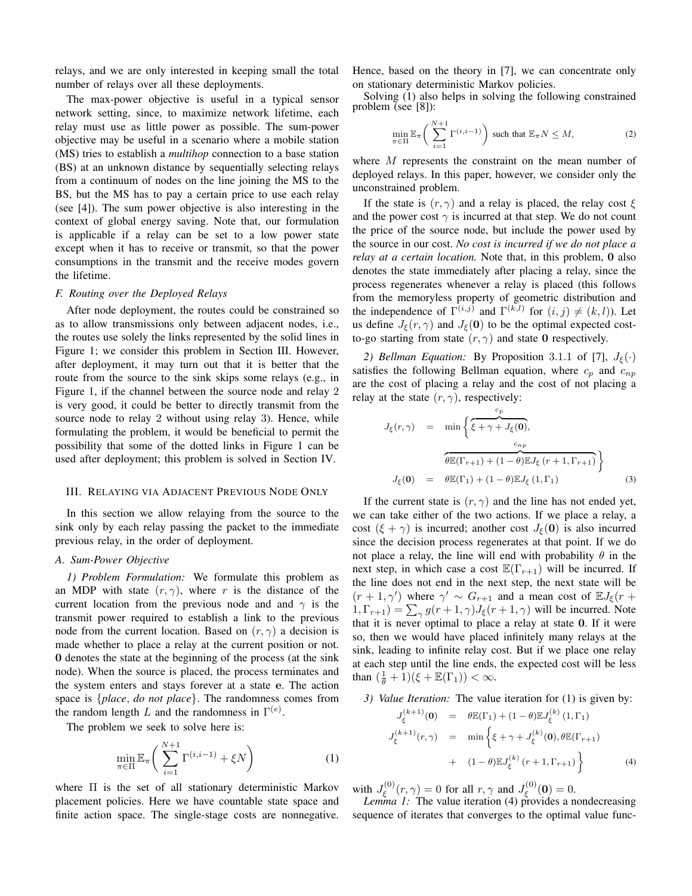relays, and we are only interested in keeping small the total number of relays over all these deployments.

The max-power objective is useful in a typical sensor network setting, since, to maximize network lifetime, each relay must use as little power as possible. The sum-power objective may be useful in a scenario where a mobile station (MS) tries to establish a *multihop* connection to a base station (BS) at an unknown distance by sequentially selecting relays from a continuum of nodes on the line joining the MS to the BS, but the MS has to pay a certain price to use each relay (see [4]). The sum power objective is also interesting in the context of global energy saving. Note that, our formulation is applicable if a relay can be set to a low power state except when it has to receive or transmit, so that the power consumptions in the transmit and the receive modes govern the lifetime.

### F. Routing over the Deployed Relays

After node deployment, the routes could be constrained so as to allow transmissions only between adjacent nodes, i.e., the routes use solely the links represented by the solid lines in Figure 1; we consider this problem in Section III. However, after deployment, it may turn out that it is better that the route from the source to the sink skips some relays (e.g., in Figure 1, if the channel between the source node and relay 2 is very good, it could be better to directly transmit from the source node to relay 2 without using relay 3). Hence, while formulating the problem, it would be beneficial to permit the possibility that some of the dotted links in Figure 1 can be used after deployment; this problem is solved in Section IV.

## III. Relaying via Adjacent Previous Node Only

In this section we allow relaying from the source to the sink only by each relay passing the packet to the immediate previous relay, in the order of deployment.

### A. Sum-Power Objective

*1) Problem Formulation:* We formulate this problem as an MDP with state $(r, \gamma)$, where $r$ is the distance of the current location from the previous node and and $\gamma$ is the transmit power required to establish a link to the previous node from the current location. Based on $(r, \gamma)$ a decision is made whether to place a relay at the current position or not. $\mathbf{0}$ denotes the state at the beginning of the process (at the sink node). When the source is placed, the process terminates and the system enters and stays forever at a state $\mathbf{e}$. The action space is $\{$*place*, *do not place*$\}$. The randomness comes from the random length $L$ and the randomness in $\Gamma^{(e)}$.

The problem we seek to solve here is:

$$\min_{\pi \in \Pi} \mathbb{E}_{\pi} \bigg( \sum_{i=1}^{N+1} \Gamma^{(i,i-1)} + \xi N \bigg) \tag{1}$$

where $\Pi$ is the set of all stationary deterministic Markov placement policies. Here we have countable state space and finite action space. The single-stage costs are nonnegative. Hence, based on the theory in [7], we can concentrate only on stationary deterministic Markov policies.

Solving (1) also helps in solving the following constrained problem (see [8]):

$$\min_{\pi \in \Pi} \mathbb{E}_{\pi} \bigg( \sum_{i=1}^{N+1} \Gamma^{(i,i-1)} \bigg) \text{ such that } \mathbb{E}_{\pi} N \leq M, \tag{2}$$

where $M$ represents the constraint on the mean number of deployed relays. In this paper, however, we consider only the unconstrained problem.

If the state is $(r, \gamma)$ and a relay is placed, the relay cost $\xi$ and the power cost $\gamma$ is incurred at that step. We do not count the price of the source node, but include the power used by the source in our cost. *No cost is incurred if we do not place a relay at a certain location.* Note that, in this problem, $\mathbf{0}$ also denotes the state immediately after placing a relay, since the process regenerates whenever a relay is placed (this follows from the memoryless property of geometric distribution and the independence of $\Gamma^{(i,j)}$ and $\Gamma^{(k,l)}$ for $(i,j) \neq (k,l)$). Let us define $J_\xi(r, \gamma)$ and $J_\xi(\mathbf{0})$ to be the optimal expected cost-to-go starting from state $(r, \gamma)$ and state $\mathbf{0}$ respectively.

*2) Bellman Equation:* By Proposition 3.1.1 of [7], $J_\xi(\cdot)$ satisfies the following Bellman equation, where $c_p$ and $c_{np}$ are the cost of placing a relay and the cost of not placing a relay at the state $(r, \gamma)$, respectively:

$$\begin{aligned}
J_\xi(r, \gamma) &= \min \Big\{ \overbrace{\xi + \gamma + J_\xi(\mathbf{0})}^{c_p}, \\
&\qquad \overbrace{\theta \mathbb{E}(\Gamma_{r+1}) + (1-\theta) \mathbb{E} J_\xi\left(r+1, \Gamma_{r+1}\right)}^{c_{np}} \Big\} \\
J_\xi(\mathbf{0}) &= \theta \mathbb{E}(\Gamma_1) + (1-\theta) \mathbb{E} J_\xi\left(1, \Gamma_1\right)
\end{aligned} \tag{3}$$

If the current state is $(r, \gamma)$ and the line has not ended yet, we can take either of the two actions. If we place a relay, a cost $(\xi + \gamma)$ is incurred; another cost $J_\xi(\mathbf{0})$ is also incurred since the decision process regenerates at that point. If we do not place a relay, the line will end with probability $\theta$ in the next step, in which case a cost $\mathbb{E}(\Gamma_{r+1})$ will be incurred. If the line does not end in the next step, the next state will be $(r+1, \gamma')$ where $\gamma' \sim G_{r+1}$ and a mean cost of $\mathbb{E} J_\xi(r+1, \Gamma_{r+1}) = \sum_\gamma g(r+1, \gamma) J_\xi(r+1, \gamma)$ will be incurred. Note that it is never optimal to place a relay at state $\mathbf{0}$. If it were so, then we would have placed infinitely many relays at the sink, leading to infinite relay cost. But if we place one relay at each step until the line ends, the expected cost will be less than $(\frac{1}{\theta} + 1)(\xi + \mathbb{E}(\Gamma_1)) < \infty$.

*3) Value Iteration:* The value iteration for (1) is given by:

$$\begin{aligned}
J_\xi^{(k+1)}(\mathbf{0}) &= \theta \mathbb{E}(\Gamma_1) + (1-\theta) \mathbb{E} J_\xi^{(k)}\left(1, \Gamma_1\right) \\
J_\xi^{(k+1)}(r, \gamma) &= \min \Big\{ \xi + \gamma + J_\xi^{(k)}(\mathbf{0}), \theta \mathbb{E}(\Gamma_{r+1}) \\
&\quad + \ (1-\theta) \mathbb{E} J_\xi^{(k)}\left(r+1, \Gamma_{r+1}\right) \Big\}
\end{aligned} \tag{4}$$

with $J_\xi^{(0)}(r, \gamma) = 0$ for all $r, \gamma$ and $J_\xi^{(0)}(\mathbf{0}) = 0$.

*Lemma 1:* The value iteration (4) provides a nondecreasing sequence of iterates that converges to the optimal value func-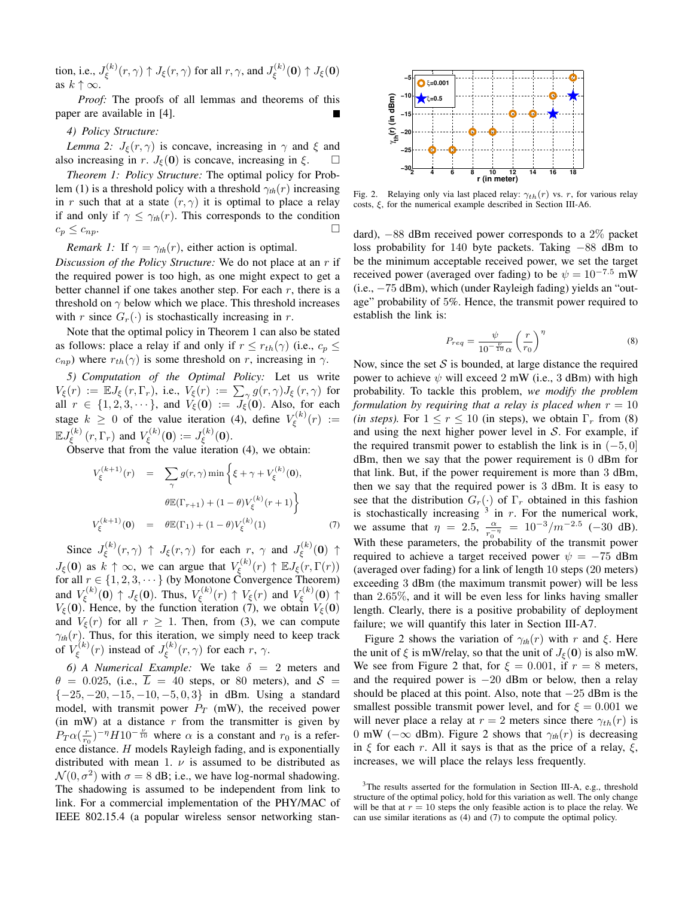tion, i.e., $J_\xi^{(k)}(r,\gamma) \uparrow J_\xi(r,\gamma)$ for all $r, \gamma$, and $J_\xi^{(k)}(\mathbf{0}) \uparrow J_\xi(\mathbf{0})$ as $k \uparrow \infty$.

*Proof:* The proofs of all lemmas and theorems of this paper are available in [4]. ■

*4) Policy Structure:*

*Lemma 2:* $J_\xi(r,\gamma)$ is concave, increasing in $\gamma$ and $\xi$ and also increasing in $r$. $J_\xi(\mathbf{0})$ is concave, increasing in $\xi$. □

*Theorem 1: Policy Structure:* The optimal policy for Problem (1) is a threshold policy with a threshold $\gamma_{th}(r)$ increasing in $r$ such that at a state $(r,\gamma)$ it is optimal to place a relay if and only if $\gamma \leq \gamma_{th}(r)$. This corresponds to the condition $c_p \leq c_{np}$. □

*Remark 1:* If $\gamma = \gamma_{th}(r)$, either action is optimal.

*Discussion of the Policy Structure:* We do not place at an $r$ if the required power is too high, as one might expect to get a better channel if one takes another step. For each $r$, there is a threshold on $\gamma$ below which we place. This threshold increases with $r$ since $G_r(\cdot)$ is stochastically increasing in $r$.

Note that the optimal policy in Theorem 1 can also be stated as follows: place a relay if and only if $r \leq r_{th}(\gamma)$ (i.e., $c_p \leq c_{np}$) where $r_{th}(\gamma)$ is some threshold on $r$, increasing in $\gamma$.

*5) Computation of the Optimal Policy:* Let us write $V_\xi(r) := \mathbb{E}J_\xi(r,\Gamma_r)$, i.e., $V_\xi(r) := \sum_\gamma g(r,\gamma)J_\xi(r,\gamma)$ for all $r \in \{1,2,3,\cdots\}$, and $V_\xi(\mathbf{0}) := J_\xi(\mathbf{0})$. Also, for each stage $k \geq 0$ of the value iteration (4), define $V_\xi^{(k)}(r) := \mathbb{E}J_\xi^{(k)}(r,\Gamma_r)$ and $V_\xi^{(k)}(\mathbf{0}) := J_\xi^{(k)}(\mathbf{0})$.

Observe that from the value iteration (4), we obtain:

$$
\begin{aligned}
V_\xi^{(k+1)}(r) &= \sum_\gamma g(r,\gamma)\min\Big\{\xi + \gamma + V_\xi^{(k)}(\mathbf{0}), \\
&\qquad \theta\mathbb{E}(\Gamma_{r+1}) + (1-\theta)V_\xi^{(k)}(r+1)\Big\} \\
V_\xi^{(k+1)}(\mathbf{0}) &= \theta\mathbb{E}(\Gamma_1) + (1-\theta)V_\xi^{(k)}(1) \qquad (7)
\end{aligned}
$$

Since $J_\xi^{(k)}(r,\gamma) \uparrow J_\xi(r,\gamma)$ for each $r$, $\gamma$ and $J_\xi^{(k)}(\mathbf{0}) \uparrow J_\xi(\mathbf{0})$ as $k \uparrow \infty$, we can argue that $V_\xi^{(k)}(r) \uparrow \mathbb{E}J_\xi(r,\Gamma(r))$ for all $r \in \{1,2,3,\cdots\}$ (by Monotone Convergence Theorem) and $V_\xi^{(k)}(\mathbf{0}) \uparrow J_\xi(\mathbf{0})$. Thus, $V_\xi^{(k)}(r) \uparrow V_\xi(r)$ and $V_\xi^{(k)}(\mathbf{0}) \uparrow V_\xi(\mathbf{0})$. Hence, by the function iteration (7), we obtain $V_\xi(\mathbf{0})$ and $V_\xi(r)$ for all $r \geq 1$. Then, from (3), we can compute $\gamma_{th}(r)$. Thus, for this iteration, we simply need to keep track of $V_\xi^{(k)}(r)$ instead of $J_\xi^{(k)}(r,\gamma)$ for each $r$, $\gamma$.

*6) A Numerical Example:* We take $\delta = 2$ meters and $\theta = 0.025$, (i.e., $\overline{L} = 40$ steps, or 80 meters), and $\mathcal{S} = \{-25,-20,-15,-10,-5,0,3\}$ in dBm. Using a standard model, with transmit power $P_T$ (mW), the received power (in mW) at a distance $r$ from the transmitter is given by $P_T\alpha(\frac{r}{r_0})^{-\eta}H10^{-\frac{\nu}{10}}$ where $\alpha$ is a constant and $r_0$ is a reference distance. $H$ models Rayleigh fading, and is exponentially distributed with mean 1. $\nu$ is assumed to be distributed as $\mathcal{N}(0,\sigma^2)$ with $\sigma = 8$ dB; i.e., we have log-normal shadowing. The shadowing is assumed to be independent from link to link. For a commercial implementation of the PHY/MAC of IEEE 802.15.4 (a popular wireless sensor networking standard), $-88$ dBm received power corresponds to a 2% packet loss probability for 140 byte packets. Taking $-88$ dBm to be the minimum acceptable received power, we set the target received power (averaged over fading) to be $\psi = 10^{-7.5}$ mW (i.e., $-75$ dBm), which (under Rayleigh fading) yields an "outage" probability of 5%. Hence, the transmit power required to establish the link is:

$$
P_{req} = \frac{\psi}{10^{-\frac{\nu}{10}}\alpha}\left(\frac{r}{r_0}\right)^\eta \qquad (8)
$$

Now, since the set $\mathcal{S}$ is bounded, at large distance the required power to achieve $\psi$ will exceed 2 mW (i.e., 3 dBm) with high probability. To tackle this problem, *we modify the problem formulation by requiring that a relay is placed when $r = 10$ (in steps).* For $1 \leq r \leq 10$ (in steps), we obtain $\Gamma_r$ from (8) and using the next higher power level in $\mathcal{S}$. For example, if the required transmit power to establish the link is in $(-5,0]$ dBm, then we say that the power requirement is 0 dBm for that link. But, if the power requirement is more than 3 dBm, then we say that the required power is 3 dBm. It is easy to see that the distribution $G_r(\cdot)$ of $\Gamma_r$ obtained in this fashion is stochastically increasing [3] in $r$. For the numerical work, we assume that $\eta = 2.5$, $\frac{\alpha}{r_0^{-\eta}} = 10^{-3}/m^{-2.5}$ ($-30$ dB). With these parameters, the probability of the transmit power required to achieve a target received power $\psi = -75$ dBm (averaged over fading) for a link of length 10 steps (20 meters) exceeding 3 dBm (the maximum transmit power) will be less than 2.65%, and it will be even less for links having smaller length. Clearly, there is a positive probability of deployment failure; we will quantify this later in Section III-A7.

Fig. 2. Relaying only via last placed relay: $\gamma_{th}(r)$ vs. $r$, for various relay costs, $\xi$, for the numerical example described in Section III-A6.

Figure 2 shows the variation of $\gamma_{th}(r)$ with $r$ and $\xi$. Here the unit of $\xi$ is mW/relay, so that the unit of $J_\xi(\mathbf{0})$ is also mW. We see from Figure 2 that, for $\xi = 0.001$, if $r = 8$ meters, and the required power is $-20$ dBm or below, then a relay should be placed at this point. Also, note that $-25$ dBm is the smallest possible transmit power level, and for $\xi = 0.001$ we will never place a relay at $r = 2$ meters since there $\gamma_{th}(r)$ is 0 mW ($-\infty$ dBm). Figure 2 shows that $\gamma_{th}(r)$ is decreasing in $\xi$ for each $r$. All it says is that as the price of a relay, $\xi$, increases, we will place the relays less frequently.

[3] The results asserted for the formulation in Section III-A, e.g., threshold structure of the optimal policy, hold for this variation as well. The only change will be that at $r = 10$ steps the only feasible action is to place the relay. We can use similar iterations as (4) and (7) to compute the optimal policy.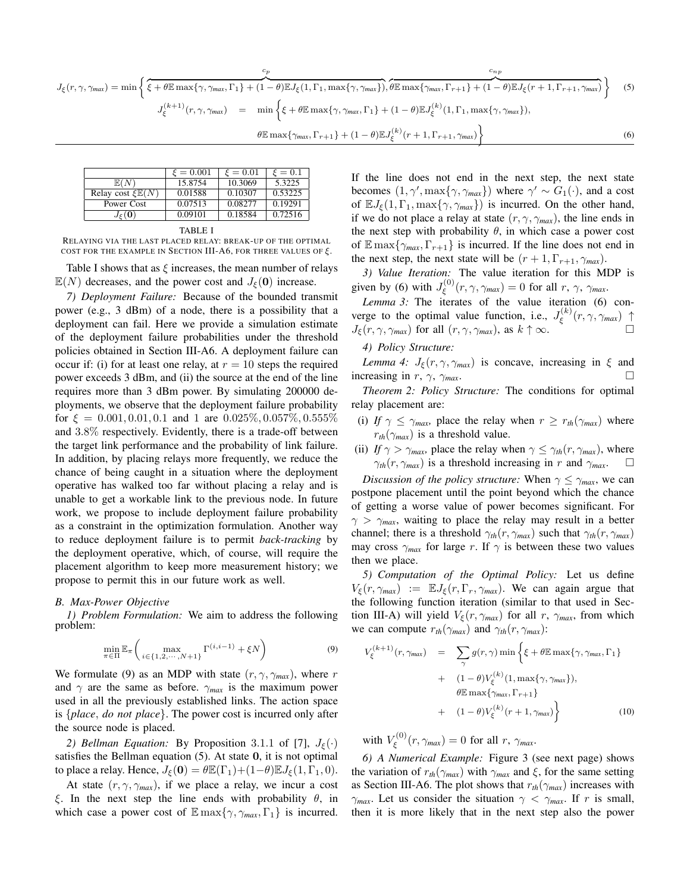$$J_\xi(r,\gamma,\gamma_{max}) = \min\Bigg\{ \overbrace{\xi + \theta \mathbb{E}\max\{\gamma,\gamma_{max},\Gamma_1\} + (1-\theta)\mathbb{E}J_\xi(1,\Gamma_1,\max\{\gamma,\gamma_{max}\})}^{c_p}, \overbrace{\theta\mathbb{E}\max\{\gamma_{max},\Gamma_{r+1}\} + (1-\theta)\mathbb{E}J_\xi(r+1,\Gamma_{r+1},\gamma_{max})}^{c_{np}} \Bigg\} \tag{5}$$

$$\begin{aligned} J_\xi^{(k+1)}(r,\gamma,\gamma_{max}) \quad = \quad & \min\Big\{\xi + \theta\mathbb{E}\max\{\gamma,\gamma_{max},\Gamma_1\} + (1-\theta)\mathbb{E}J_\xi^{(k)}(1,\Gamma_1,\max\{\gamma,\gamma_{max}\}), \\ & \theta\mathbb{E}\max\{\gamma_{max},\Gamma_{r+1}\} + (1-\theta)\mathbb{E}J_\xi^{(k)}(r+1,\Gamma_{r+1},\gamma_{max})\Big\} \end{aligned} \tag{6}$$

| | $\xi = 0.001$ | $\xi = 0.01$ | $\xi = 0.1$ |
|---|---|---|---|
| $\mathbb{E}(N)$ | 15.8754 | 10.3069 | 5.3225 |
| Relay cost $\xi\mathbb{E}(N)$ | 0.01588 | 0.10307 | 0.53225 |
| Power Cost | 0.07513 | 0.08277 | 0.19291 |
| $J_\xi(\mathbf{0})$ | 0.09101 | 0.18584 | 0.72516 |

TABLE I
RELAYING VIA THE LAST PLACED RELAY: BREAK-UP OF THE OPTIMAL COST FOR THE EXAMPLE IN SECTION III-A6, FOR THREE VALUES OF $\xi$.

Table I shows that as $\xi$ increases, the mean number of relays $\mathbb{E}(N)$ decreases, and the power cost and $J_\xi(\mathbf{0})$ increase.

*7) Deployment Failure:* Because of the bounded transmit power (e.g., 3 dBm) of a node, there is a possibility that a deployment can fail. Here we provide a simulation estimate of the deployment failure probabilities under the threshold policies obtained in Section III-A6. A deployment failure can occur if: (i) for at least one relay, at $r = 10$ steps the required power exceeds 3 dBm, and (ii) the source at the end of the line requires more than 3 dBm power. By simulating 200000 deployments, we observe that the deployment failure probability for $\xi = 0.001, 0.01, 0.1$ and 1 are $0.025\%, 0.057\%, 0.555\%$ and $3.8\%$ respectively. Evidently, there is a trade-off between the target link performance and the probability of link failure. In addition, by placing relays more frequently, we reduce the chance of being caught in a situation where the deployment operative has walked too far without placing a relay and is unable to get a workable link to the previous node. In future work, we propose to include deployment failure probability as a constraint in the optimization formulation. Another way to reduce deployment failure is to permit *back-tracking* by the deployment operative, which, of course, will require the placement algorithm to keep more measurement history; we propose to permit this in our future work as well.

### B. Max-Power Objective

*1) Problem Formulation:* We aim to address the following problem:

$$\min_{\pi\in\Pi} \mathbb{E}_\pi\bigg(\max_{i\in\{1,2,\cdots,N+1\}} \Gamma^{(i,i-1)} + \xi N\bigg) \tag{9}$$

We formulate (9) as an MDP with state $(r,\gamma,\gamma_{max})$, where $r$ and $\gamma$ are the same as before. $\gamma_{max}$ is the maximum power used in all the previously established links. The action space is $\{$*place*, *do not place*$\}$. The power cost is incurred only after the source node is placed.

*2) Bellman Equation:* By Proposition 3.1.1 of [7], $J_\xi(\cdot)$ satisfies the Bellman equation (5). At state $\mathbf{0}$, it is not optimal to place a relay. Hence, $J_\xi(\mathbf{0}) = \theta\mathbb{E}(\Gamma_1) + (1-\theta)\mathbb{E}J_\xi(1,\Gamma_1,0)$.

At state $(r,\gamma,\gamma_{max})$, if we place a relay, we incur a cost $\xi$. In the next step the line ends with probability $\theta$, in which case a power cost of $\mathbb{E}\max\{\gamma,\gamma_{max},\Gamma_1\}$ is incurred. If the line does not end in the next step, the next state becomes $(1,\gamma',\max\{\gamma,\gamma_{max}\})$ where $\gamma' \sim G_1(\cdot)$, and a cost of $\mathbb{E}J_\xi(1,\Gamma_1,\max\{\gamma,\gamma_{max}\})$ is incurred. On the other hand, if we do not place a relay at state $(r,\gamma,\gamma_{max})$, the line ends in the next step with probability $\theta$, in which case a power cost of $\mathbb{E}\max\{\gamma_{max},\Gamma_{r+1}\}$ is incurred. If the line does not end in the next step, the next state will be $(r+1,\Gamma_{r+1},\gamma_{max})$.

*3) Value Iteration:* The value iteration for this MDP is given by (6) with $J_\xi^{(0)}(r,\gamma,\gamma_{max}) = 0$ for all $r$, $\gamma$, $\gamma_{max}$.

*Lemma 3:* The iterates of the value iteration (6) converge to the optimal value function, i.e., $J_\xi^{(k)}(r,\gamma,\gamma_{max}) \uparrow J_\xi(r,\gamma,\gamma_{max})$ for all $(r,\gamma,\gamma_{max})$, as $k \uparrow \infty$. □

*4) Policy Structure:*

*Lemma 4:* $J_\xi(r,\gamma,\gamma_{max})$ *is concave, increasing in* $\xi$ *and increasing in* $r$, $\gamma$, $\gamma_{max}$. □

*Theorem 2: Policy Structure:* The conditions for optimal relay placement are:

(i) *If* $\gamma \le \gamma_{max}$, *place the relay when* $r \ge r_{th}(\gamma_{max})$ *where* $r_{th}(\gamma_{max})$ *is a threshold value.*

(ii) *If* $\gamma > \gamma_{max}$, *place the relay when* $\gamma \le \gamma_{th}(r,\gamma_{max})$, *where* $\gamma_{th}(r,\gamma_{max})$ *is a threshold increasing in* $r$ *and* $\gamma_{max}$. □

*Discussion of the policy structure:* When $\gamma \le \gamma_{max}$, we can postpone placement until the point beyond which the chance of getting a worse value of power becomes significant. For $\gamma > \gamma_{max}$, waiting to place the relay may result in a better channel; there is a threshold $\gamma_{th}(r,\gamma_{max})$ such that $\gamma_{th}(r,\gamma_{max})$ may cross $\gamma_{max}$ for large $r$. If $\gamma$ is between these two values then we place.

*5) Computation of the Optimal Policy:* Let us define $V_\xi(r,\gamma_{max}) := \mathbb{E}J_\xi(r,\Gamma_r,\gamma_{max})$. We can again argue that the following function iteration (similar to that used in Section III-A) will yield $V_\xi(r,\gamma_{max})$ for all $r$, $\gamma_{max}$, from which we can compute $r_{th}(\gamma_{max})$ and $\gamma_{th}(r,\gamma_{max})$:

$$\begin{aligned} V_\xi^{(k+1)}(r,\gamma_{max}) \quad = \quad & \sum_\gamma g(r,\gamma)\min\Big\{\xi + \theta\mathbb{E}\max\{\gamma,\gamma_{max},\Gamma_1\} \\ & + \quad (1-\theta)V_\xi^{(k)}(1,\max\{\gamma,\gamma_{max}\}), \\ & \theta\mathbb{E}\max\{\gamma_{max},\Gamma_{r+1}\} \\ & + \quad (1-\theta)V_\xi^{(k)}(r+1,\gamma_{max})\Big\} \end{aligned} \tag{10}$$

with $V_\xi^{(0)}(r,\gamma_{max}) = 0$ for all $r$, $\gamma_{max}$.

*6) A Numerical Example:* Figure 3 (see next page) shows the variation of $r_{th}(\gamma_{max})$ with $\gamma_{max}$ and $\xi$, for the same setting as Section III-A6. The plot shows that $r_{th}(\gamma_{max})$ increases with $\gamma_{max}$. Let us consider the situation $\gamma < \gamma_{max}$. If $r$ is small, then it is more likely that in the next step also the power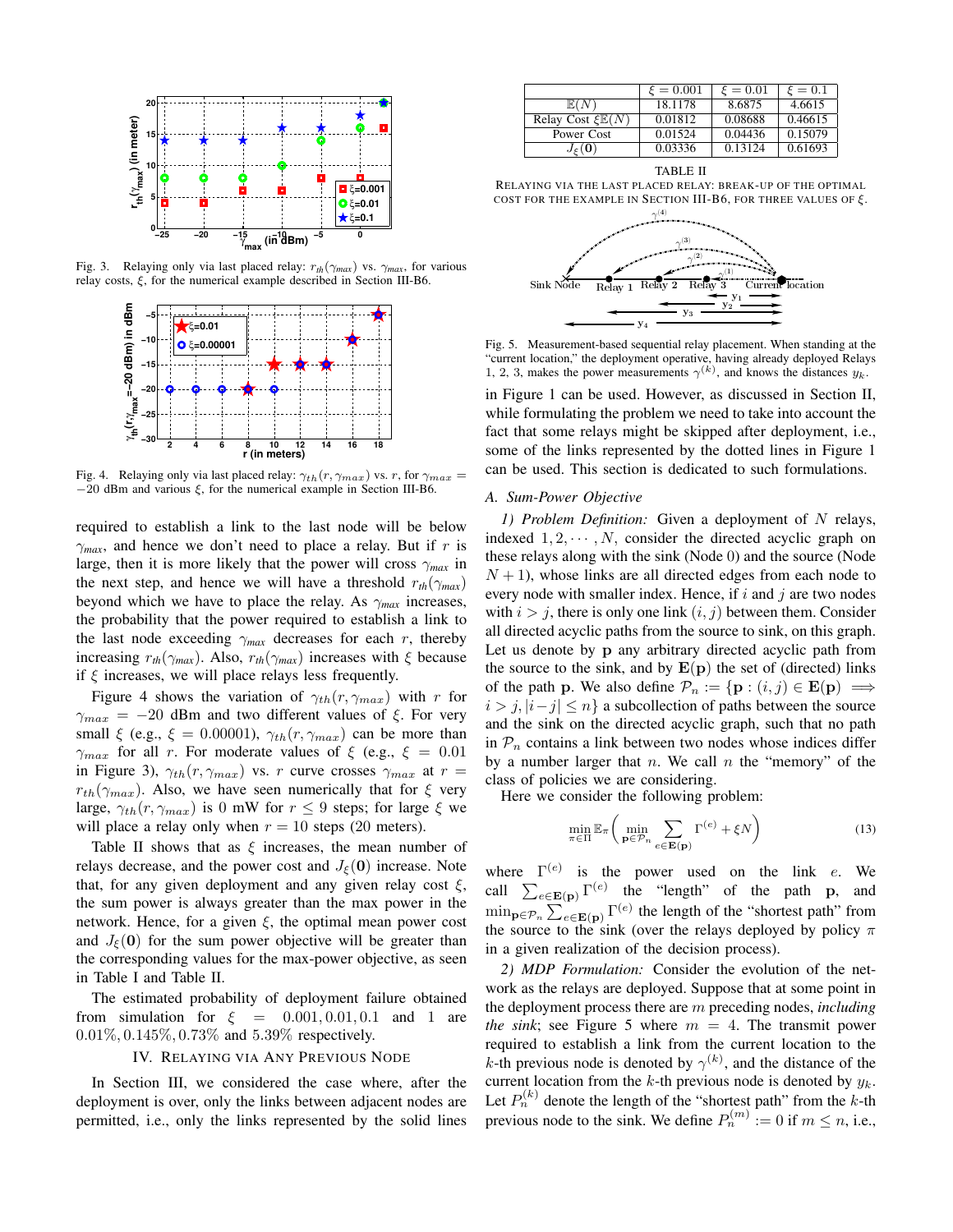Fig. 3. Relaying only via last placed relay: $r_{th}(\gamma_{max})$ vs. $\gamma_{max}$, for various relay costs, $\xi$, for the numerical example described in Section III-B6.

Fig. 4. Relaying only via last placed relay: $\gamma_{th}(r, \gamma_{max})$ vs. $r$, for $\gamma_{max} = -20$ dBm and various $\xi$, for the numerical example in Section III-B6.

required to establish a link to the last node will be below $\gamma_{max}$, and hence we don't need to place a relay. But if $r$ is large, then it is more likely that the power will cross $\gamma_{max}$ in the next step, and hence we will have a threshold $r_{th}(\gamma_{max})$ beyond which we have to place the relay. As $\gamma_{max}$ increases, the probability that the power required to establish a link to the last node exceeding $\gamma_{max}$ decreases for each $r$, thereby increasing $r_{th}(\gamma_{max})$. Also, $r_{th}(\gamma_{max})$ increases with $\xi$ because if $\xi$ increases, we will place relays less frequently.

Figure 4 shows the variation of $\gamma_{th}(r, \gamma_{max})$ with $r$ for $\gamma_{max} = -20$ dBm and two different values of $\xi$. For very small $\xi$ (e.g., $\xi = 0.00001$), $\gamma_{th}(r, \gamma_{max})$ can be more than $\gamma_{max}$ for all $r$. For moderate values of $\xi$ (e.g., $\xi = 0.01$ in Figure 3), $\gamma_{th}(r, \gamma_{max})$ vs. $r$ curve crosses $\gamma_{max}$ at $r = r_{th}(\gamma_{max})$. Also, we have seen numerically that for $\xi$ very large, $\gamma_{th}(r, \gamma_{max})$ is 0 mW for $r \leq 9$ steps; for large $\xi$ we will place a relay only when $r = 10$ steps (20 meters).

Table II shows that as $\xi$ increases, the mean number of relays decrease, and the power cost and $J_\xi(\mathbf{0})$ increase. Note that, for any given deployment and any given relay cost $\xi$, the sum power is always greater than the max power in the network. Hence, for a given $\xi$, the optimal mean power cost and $J_\xi(\mathbf{0})$ for the sum power objective will be greater than the corresponding values for the max-power objective, as seen in Table I and Table II.

The estimated probability of deployment failure obtained from simulation for $\xi = 0.001, 0.01, 0.1$ and $1$ are $0.01\%, 0.145\%, 0.73\%$ and $5.39\%$ respectively.

## IV. Relaying via Any Previous Node

In Section III, we considered the case where, after the deployment is over, only the links between adjacent nodes are permitted, i.e., only the links represented by the solid lines in Figure 1 can be used. However, as discussed in Section II, while formulating the problem we need to take into account the fact that some relays might be skipped after deployment, i.e., some of the links represented by the dotted lines in Figure 1 can be used. This section is dedicated to such formulations.

|  | $\xi = 0.001$ | $\xi = 0.01$ | $\xi = 0.1$ |
|---|---|---|---|
| $\mathbb{E}(N)$ | 18.1178 | 8.6875 | 4.6615 |
| Relay Cost $\xi\mathbb{E}(N)$ | 0.01812 | 0.08688 | 0.46615 |
| Power Cost | 0.01524 | 0.04436 | 0.15079 |
| $J_\xi(\mathbf{0})$ | 0.03336 | 0.13124 | 0.61693 |

TABLE II

Relaying via the last placed relay: break-up of the optimal cost for the example in Section III-B6, for three values of $\xi$.

Fig. 5. Measurement-based sequential relay placement. When standing at the "current location," the deployment operative, having already deployed Relays 1, 2, 3, makes the power measurements $\gamma^{(k)}$, and knows the distances $y_k$.

### A. Sum-Power Objective

*1) Problem Definition:* Given a deployment of $N$ relays, indexed $1, 2, \cdots, N$, consider the directed acyclic graph on these relays along with the sink (Node 0) and the source (Node $N+1$), whose links are all directed edges from each node to every node with smaller index. Hence, if $i$ and $j$ are two nodes with $i > j$, there is only one link $(i, j)$ between them. Consider all directed acyclic paths from the source to sink, on this graph. Let us denote by $\mathbf{p}$ any arbitrary directed acyclic path from the source to the sink, and by $\mathbf{E}(\mathbf{p})$ the set of (directed) links of the path $\mathbf{p}$. We also define $\mathcal{P}_n := \{\mathbf{p} : (i,j) \in \mathbf{E}(\mathbf{p}) \implies i > j, |i-j| \leq n\}$ a subcollection of paths between the source and the sink on the directed acyclic graph, such that no path in $\mathcal{P}_n$ contains a link between two nodes whose indices differ by a number larger that $n$. We call $n$ the "memory" of the class of policies we are considering.

Here we consider the following problem:

$$\min_{\pi \in \Pi} \mathbb{E}_\pi \bigg( \min_{\mathbf{p} \in \mathcal{P}_n} \sum_{e \in \mathbf{E}(\mathbf{p})} \Gamma^{(e)} + \xi N \bigg) \tag{13}$$

where $\Gamma^{(e)}$ is the power used on the link $e$. We call $\sum_{e \in \mathbf{E}(\mathbf{p})} \Gamma^{(e)}$ the "length" of the path $\mathbf{p}$, and $\min_{\mathbf{p} \in \mathcal{P}_n} \sum_{e \in \mathbf{E}(\mathbf{p})} \Gamma^{(e)}$ the length of the "shortest path" from the source to the sink (over the relays deployed by policy $\pi$ in a given realization of the decision process).

*2) MDP Formulation:* Consider the evolution of the network as the relays are deployed. Suppose that at some point in the deployment process there are $m$ preceding nodes, *including the sink*; see Figure 5 where $m = 4$. The transmit power required to establish a link from the current location to the $k$-th previous node is denoted by $\gamma^{(k)}$, and the distance of the current location from the $k$-th previous node is denoted by $y_k$. Let $P_n^{(k)}$ denote the length of the "shortest path" from the $k$-th previous node to the sink. We define $P_n^{(m)} := 0$ if $m \leq n$, i.e.,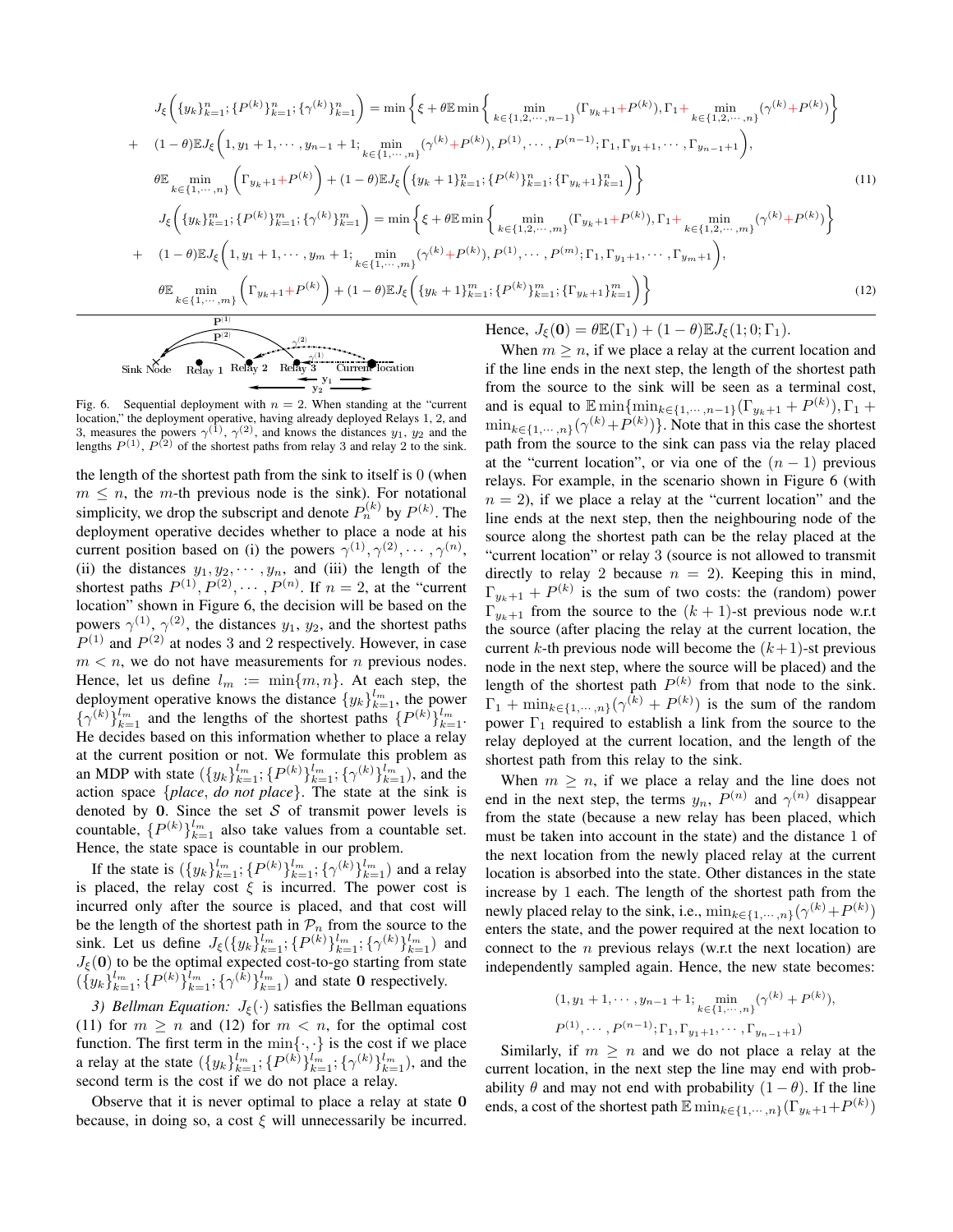$$
\begin{aligned}
& J_\xi\left(\{y_k\}_{k=1}^{n};\{P^{(k)}\}_{k=1}^{n};\{\gamma^{(k)}\}_{k=1}^{n}\right) = \min\Bigg\{\xi + \theta\mathbb{E}\min\left\{\min_{k\in\{1,2,\cdots,n-1\}}(\Gamma_{y_k+1}+P^{(k)}),\Gamma_1+\min_{k\in\{1,2,\cdots,n\}}(\gamma^{(k)}+P^{(k)})\right\} \\
&+\quad (1-\theta)\mathbb{E}J_\xi\Big(1,y_1+1,\cdots,y_{n-1}+1;\min_{k\in\{1,\cdots,n\}}(\gamma^{(k)}+P^{(k)}),P^{(1)},\cdots,P^{(n-1)};\Gamma_1,\Gamma_{y_1+1},\cdots,\Gamma_{y_{n-1}+1}\Big), \\
&\theta\mathbb{E}\min_{k\in\{1,\cdots,n\}}\left(\Gamma_{y_k+1}+P^{(k)}\right)+(1-\theta)\mathbb{E}J_\xi\left(\{y_k+1\}_{k=1}^{n};\{P^{(k)}\}_{k=1}^{n};\{\Gamma_{y_k+1}\}_{k=1}^{n}\right)\Bigg\}
\end{aligned} \tag{11}
$$

$$
\begin{aligned}
& J_\xi\left(\{y_k\}_{k=1}^{m};\{P^{(k)}\}_{k=1}^{m};\{\gamma^{(k)}\}_{k=1}^{m}\right) = \min\Bigg\{\xi + \theta\mathbb{E}\min\left\{\min_{k\in\{1,2,\cdots,m\}}(\Gamma_{y_k+1}+P^{(k)}),\Gamma_1+\min_{k\in\{1,2,\cdots,m\}}(\gamma^{(k)}+P^{(k)})\right\} \\
&+\quad (1-\theta)\mathbb{E}J_\xi\Big(1,y_1+1,\cdots,y_m+1;\min_{k\in\{1,\cdots,m\}}(\gamma^{(k)}+P^{(k)}),P^{(1)},\cdots,P^{(m)};\Gamma_1,\Gamma_{y_1+1},\cdots,\Gamma_{y_m+1}\Big), \\
&\theta\mathbb{E}\min_{k\in\{1,\cdots,m\}}\left(\Gamma_{y_k+1}+P^{(k)}\right)+(1-\theta)\mathbb{E}J_\xi\left(\{y_k+1\}_{k=1}^{m};\{P^{(k)}\}_{k=1}^{m};\{\Gamma_{y_k+1}\}_{k=1}^{m}\right)\Bigg\}
\end{aligned} \tag{12}
$$

Fig. 6. Sequential deployment with $n=2$. When standing at the "current location," the deployment operative, having already deployed Relays 1, 2, and 3, measures the powers $\gamma^{(1)}$, $\gamma^{(2)}$, and knows the distances $y_1$, $y_2$ and the lengths $P^{(1)}$, $P^{(2)}$ of the shortest paths from relay 3 and relay 2 to the sink.

the length of the shortest path from the sink to itself is 0 (when $m \leq n$, the $m$-th previous node is the sink). For notational simplicity, we drop the subscript and denote $P_n^{(k)}$ by $P^{(k)}$. The deployment operative decides whether to place a node at his current position based on (i) the powers $\gamma^{(1)},\gamma^{(2)},\cdots,\gamma^{(n)}$, (ii) the distances $y_1,y_2,\cdots,y_n$, and (iii) the length of the shortest paths $P^{(1)},P^{(2)},\cdots,P^{(n)}$. If $n=2$, at the "current location" shown in Figure 6, the decision will be based on the powers $\gamma^{(1)}$, $\gamma^{(2)}$, the distances $y_1$, $y_2$, and the shortest paths $P^{(1)}$ and $P^{(2)}$ at nodes 3 and 2 respectively. However, in case $m<n$, we do not have measurements for $n$ previous nodes. Hence, let us define $l_m := \min\{m,n\}$. At each step, the deployment operative knows the distance $\{y_k\}_{k=1}^{l_m}$, the power $\{\gamma^{(k)}\}_{k=1}^{l_m}$ and the lengths of the shortest paths $\{P^{(k)}\}_{k=1}^{l_m}$. He decides based on this information whether to place a relay at the current position or not. We formulate this problem as an MDP with state $(\{y_k\}_{k=1}^{l_m};\{P^{(k)}\}_{k=1}^{l_m};\{\gamma^{(k)}\}_{k=1}^{l_m})$, and the action space $\{$*place*, *do not place*$\}$. The state at the sink is denoted by $\mathbf{0}$. Since the set $\mathcal{S}$ of transmit power levels is countable, $\{P^{(k)}\}_{k=1}^{l_m}$ also take values from a countable set. Hence, the state space is countable in our problem.

If the state is $(\{y_k\}_{k=1}^{l_m};\{P^{(k)}\}_{k=1}^{l_m};\{\gamma^{(k)}\}_{k=1}^{l_m})$ and a relay is placed, the relay cost $\xi$ is incurred. The power cost is incurred only after the source is placed, and that cost will be the length of the shortest path in $\mathcal{P}_n$ from the source to the sink. Let us define $J_\xi(\{y_k\}_{k=1}^{l_m};\{P^{(k)}\}_{k=1}^{l_m};\{\gamma^{(k)}\}_{k=1}^{l_m})$ and $J_\xi(\mathbf{0})$ to be the optimal expected cost-to-go starting from state $(\{y_k\}_{k=1}^{l_m};\{P^{(k)}\}_{k=1}^{l_m};\{\gamma^{(k)}\}_{k=1}^{l_m})$ and state $\mathbf{0}$ respectively.

*3) Bellman Equation:* $J_\xi(\cdot)$ satisfies the Bellman equations (11) for $m \geq n$ and (12) for $m<n$, for the optimal cost function. The first term in the $\min\{\cdot,\cdot\}$ is the cost if we place a relay at the state $(\{y_k\}_{k=1}^{l_m};\{P^{(k)}\}_{k=1}^{l_m};\{\gamma^{(k)}\}_{k=1}^{l_m})$, and the second term is the cost if we do not place a relay.

Observe that it is never optimal to place a relay at state $\mathbf{0}$ because, in doing so, a cost $\xi$ will unnecessarily be incurred. Hence, $J_\xi(\mathbf{0}) = \theta\mathbb{E}(\Gamma_1)+(1-\theta)\mathbb{E}J_\xi(1;0;\Gamma_1)$.

When $m \geq n$, if we place a relay at the current location and if the line ends in the next step, the length of the shortest path from the source to the sink will be seen as a terminal cost, and is equal to $\mathbb{E}\min\{\min_{k\in\{1,\cdots,n-1\}}(\Gamma_{y_k+1}+P^{(k)}),\Gamma_1+\min_{k\in\{1,\cdots,n\}}(\gamma^{(k)}+P^{(k)})\}$. Note that in this case the shortest path from the source to the sink can pass via the relay placed at the "current location", or via one of the $(n-1)$ previous relays. For example, in the scenario shown in Figure 6 (with $n=2$), if we place a relay at the "current location" and the line ends at the next step, then the neighbouring node of the source along the shortest path can be the relay placed at the "current location" or relay 3 (source is not allowed to transmit directly to relay 2 because $n=2$). Keeping this in mind, $\Gamma_{y_k+1}+P^{(k)}$ is the sum of two costs: the (random) power $\Gamma_{y_k+1}$ from the source to the $(k+1)$-st previous node w.r.t the source (after placing the relay at the current location, the current $k$-th previous node will become the $(k+1)$-st previous node in the next step, where the source will be placed) and the length of the shortest path $P^{(k)}$ from that node to the sink. $\Gamma_1+\min_{k\in\{1,\cdots,n\}}(\gamma^{(k)}+P^{(k)})$ is the sum of the random power $\Gamma_1$ required to establish a link from the source to the relay deployed at the current location, and the length of the shortest path from this relay to the sink.

When $m \geq n$, if we place a relay and the line does not end in the next step, the terms $y_n$, $P^{(n)}$ and $\gamma^{(n)}$ disappear from the state (because a new relay has been placed, which must be taken into account in the state) and the distance 1 of the next location from the newly placed relay at the current location is absorbed into the state. Other distances in the state increase by 1 each. The length of the shortest path from the newly placed relay to the sink, i.e., $\min_{k\in\{1,\cdots,n\}}(\gamma^{(k)}+P^{(k)})$ enters the state, and the power required at the next location to connect to the $n$ previous relays (w.r.t the next location) are independently sampled again. Hence, the new state becomes:

$$
\begin{aligned}
&(1,y_1+1,\cdots,y_{n-1}+1;\min_{k\in\{1,\cdots,n\}}(\gamma^{(k)}+P^{(k)}),\\
&P^{(1)},\cdots,P^{(n-1)};\Gamma_1,\Gamma_{y_1+1},\cdots,\Gamma_{y_{n-1}+1})
\end{aligned}
$$

Similarly, if $m \geq n$ and we do not place a relay at the current location, in the next step the line may end with probability $\theta$ and may not end with probability $(1-\theta)$. If the line ends, a cost of the shortest path $\mathbb{E}\min_{k\in\{1,\cdots,n\}}(\Gamma_{y_k+1}+P^{(k)})$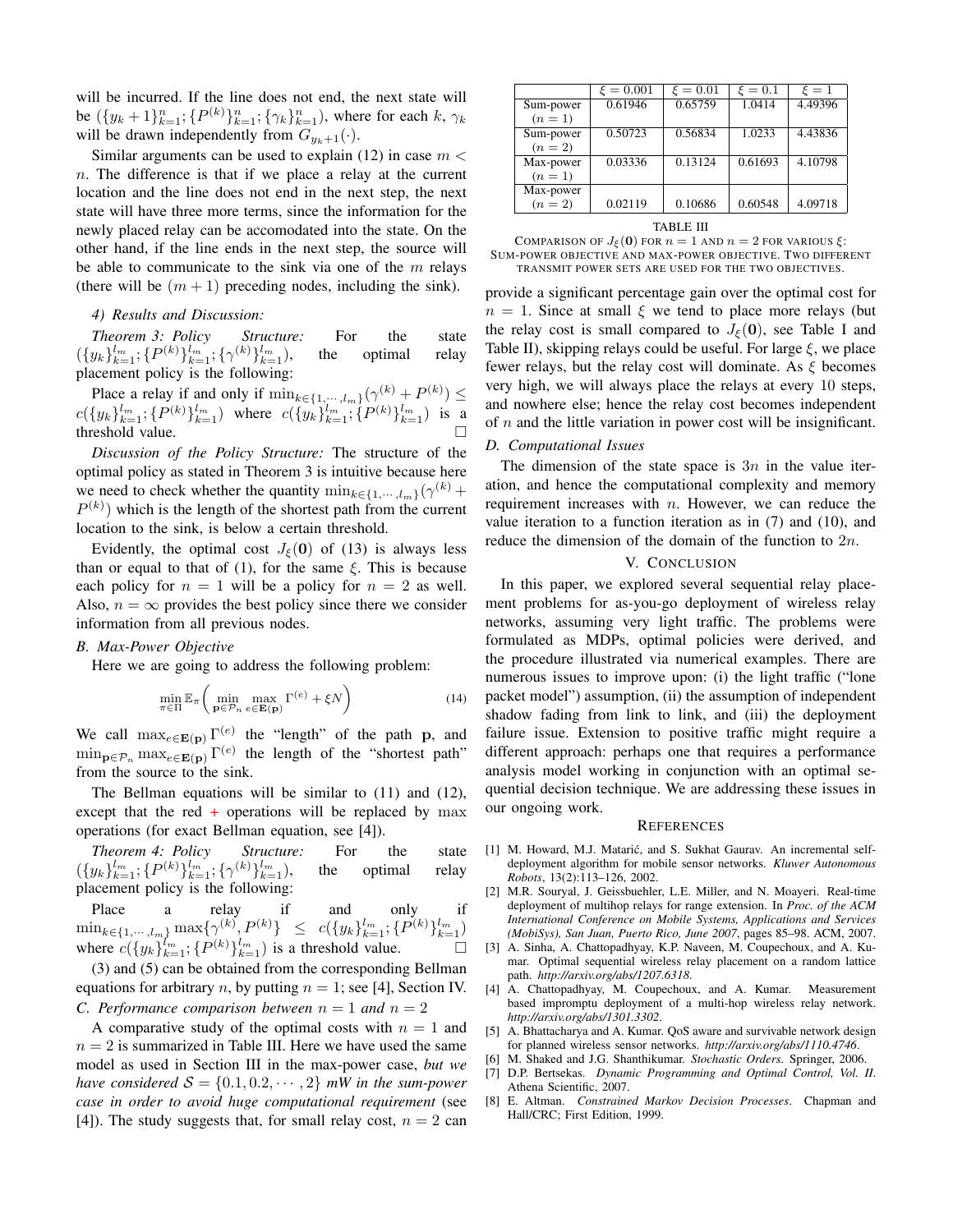will be incurred. If the line does not end, the next state will be $(\{y_k+1\}_{k=1}^{n};\{P^{(k)}\}_{k=1}^{n};\{\gamma_k\}_{k=1}^{n})$, where for each $k$, $\gamma_k$ will be drawn independently from $G_{y_k+1}(\cdot)$.

Similar arguments can be used to explain (12) in case $m < n$. The difference is that if we place a relay at the current location and the line does not end in the next step, the next state will have three more terms, since the information for the newly placed relay can be accomodated into the state. On the other hand, if the line ends in the next step, the source will be able to communicate to the sink via one of the $m$ relays (there will be $(m+1)$ preceding nodes, including the sink).

#### 4) Results and Discussion:

*Theorem 3: Policy Structure:* For the state $(\{y_k\}_{k=1}^{l_m};\{P^{(k)}\}_{k=1}^{l_m};\{\gamma^{(k)}\}_{k=1}^{l_m})$, the optimal relay placement policy is the following:

Place a relay if and only if $\min_{k\in\{1,\cdots,l_m\}}(\gamma^{(k)}+P^{(k)}) \leq c(\{y_k\}_{k=1}^{l_m};\{P^{(k)}\}_{k=1}^{l_m})$ where $c(\{y_k\}_{k=1}^{l_m};\{P^{(k)}\}_{k=1}^{l_m})$ is a threshold value. □

*Discussion of the Policy Structure:* The structure of the optimal policy as stated in Theorem 3 is intuitive because here we need to check whether the quantity $\min_{k\in\{1,\cdots,l_m\}}(\gamma^{(k)}+P^{(k)})$ which is the length of the shortest path from the current location to the sink, is below a certain threshold.

Evidently, the optimal cost $J_\xi(\mathbf{0})$ of (13) is always less than or equal to that of (1), for the same $\xi$. This is because each policy for $n=1$ will be a policy for $n=2$ as well. Also, $n=\infty$ provides the best policy since there we consider information from all previous nodes.

### B. Max-Power Objective

Here we are going to address the following problem:

$$\min_{\pi\in\Pi}\mathbb{E}_\pi\bigg(\min_{\mathbf{p}\in\mathcal{P}_n}\max_{e\in\mathbf{E}(\mathbf{p})}\Gamma^{(e)}+\xi N\bigg) \tag{14}$$

We call $\max_{e\in\mathbf{E}(\mathbf{p})}\Gamma^{(e)}$ the "length" of the path $\mathbf{p}$, and $\min_{\mathbf{p}\in\mathcal{P}_n}\max_{e\in\mathbf{E}(\mathbf{p})}\Gamma^{(e)}$ the length of the "shortest path" from the source to the sink.

The Bellman equations will be similar to (11) and (12), except that the red $+$ operations will be replaced by max operations (for exact Bellman equation, see [4]).

*Theorem 4: Policy Structure:* For the state $(\{y_k\}_{k=1}^{l_m};\{P^{(k)}\}_{k=1}^{l_m};\{\gamma^{(k)}\}_{k=1}^{l_m})$, the optimal relay placement policy is the following:

Place a relay if and only if $\min_{k\in\{1,\cdots,l_m\}}\max\{\gamma^{(k)},P^{(k)}\} \leq c(\{y_k\}_{k=1}^{l_m};\{P^{(k)}\}_{k=1}^{l_m})$ where $c(\{y_k\}_{k=1}^{l_m};\{P^{(k)}\}_{k=1}^{l_m})$ is a threshold value. □

(3) and (5) can be obtained from the corresponding Bellman equations for arbitrary $n$, by putting $n=1$; see [4], Section IV.

### C. Performance comparison between $n=1$ and $n=2$

A comparative study of the optimal costs with $n=1$ and $n=2$ is summarized in Table III. Here we have used the same model as used in Section III in the max-power case, *but we have considered $\mathcal{S}=\{0.1,0.2,\cdots,2\}$ mW in the sum-power case in order to avoid huge computational requirement* (see [4]). The study suggests that, for small relay cost, $n=2$ can provide a significant percentage gain over the optimal cost for $n=1$. Since at small $\xi$ we tend to place more relays (but the relay cost is small compared to $J_\xi(\mathbf{0})$, see Table I and Table II), skipping relays could be useful. For large $\xi$, we place fewer relays, but the relay cost will dominate. As $\xi$ becomes very high, we will always place the relays at every 10 steps, and nowhere else; hence the relay cost becomes independent of $n$ and the little variation in power cost will be insignificant.

| | $\xi=0.001$ | $\xi=0.01$ | $\xi=0.1$ | $\xi=1$ |
|---|---|---|---|---|
| Sum-power ($n=1$) | 0.61946 | 0.65759 | 1.0414 | 4.49396 |
| Sum-power ($n=2$) | 0.50723 | 0.56834 | 1.0233 | 4.43836 |
| Max-power ($n=1$) | 0.03336 | 0.13124 | 0.61693 | 4.10798 |
| Max-power ($n=2$) | 0.02119 | 0.10686 | 0.60548 | 4.09718 |

TABLE III
COMPARISON OF $J_\xi(\mathbf{0})$ FOR $n=1$ AND $n=2$ FOR VARIOUS $\xi$: SUM-POWER OBJECTIVE AND MAX-POWER OBJECTIVE. TWO DIFFERENT TRANSMIT POWER SETS ARE USED FOR THE TWO OBJECTIVES.

### D. Computational Issues

The dimension of the state space is $3n$ in the value iteration, and hence the computational complexity and memory requirement increases with $n$. However, we can reduce the value iteration to a function iteration as in (7) and (10), and reduce the dimension of the domain of the function to $2n$.

## V. CONCLUSION

In this paper, we explored several sequential relay placement problems for as-you-go deployment of wireless relay networks, assuming very light traffic. The problems were formulated as MDPs, optimal policies were derived, and the procedure illustrated via numerical examples. There are numerous issues to improve upon: (i) the light traffic ("lone packet model") assumption, (ii) the assumption of independent shadow fading from link to link, and (iii) the deployment failure issue. Extension to positive traffic might require a different approach: perhaps one that requires a performance analysis model working in conjunction with an optimal sequential decision technique. We are addressing these issues in our ongoing work.

## REFERENCES

[1] M. Howard, M.J. Matarić, and S. Sukhat Gaurav. An incremental self-deployment algorithm for mobile sensor networks. *Kluwer Autonomous Robots*, 13(2):113–126, 2002.

[2] M.R. Souryal, J. Geissbuehler, L.E. Miller, and N. Moayeri. Real-time deployment of multihop relays for range extension. In *Proc. of the ACM International Conference on Mobile Systems, Applications and Services (MobiSys), San Juan, Puerto Rico, June 2007*, pages 85–98. ACM, 2007.

[3] A. Sinha, A. Chattopadhyay, K.P. Naveen, M. Coupechoux, and A. Kumar. Optimal sequential wireless relay placement on a random lattice path. *http://arxiv.org/abs/1207.6318*.

[4] A. Chattopadhyay, M. Coupechoux, and A. Kumar. Measurement based impromptu deployment of a multi-hop wireless relay network. *http://arxiv.org/abs/1301.3302*.

[5] A. Bhattacharya and A. Kumar. QoS aware and survivable network design for planned wireless sensor networks. *http://arxiv.org/abs/1110.4746*.

[6] M. Shaked and J.G. Shanthikumar. *Stochastic Orders*. Springer, 2006.

[7] D.P. Bertsekas. *Dynamic Programming and Optimal Control, Vol. II*. Athena Scientific, 2007.

[8] E. Altman. *Constrained Markov Decision Processes*. Chapman and Hall/CRC; First Edition, 1999.